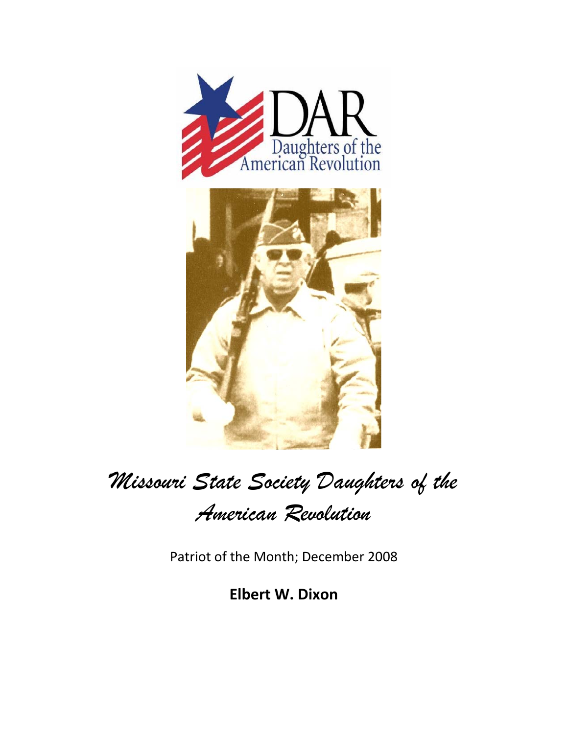DAR

Daughters of the American Revolution

# Missouri State Society Daughters of the American Revolution

Patriot of the Month; December 2008

**Elbert W. Dixon**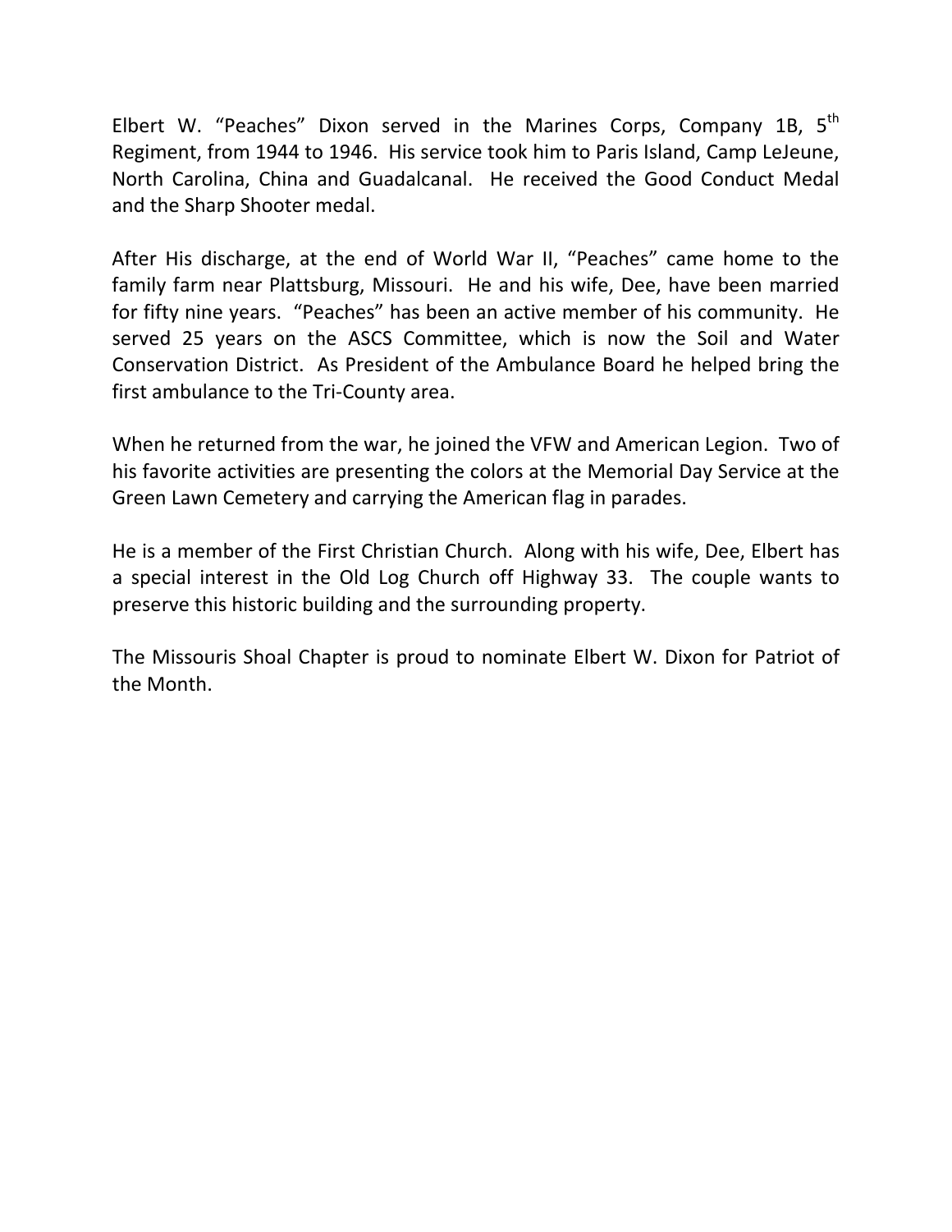Elbert W. “Peaches” Dixon served in the Marines Corps, Company 1B, 5th Regiment, from 1944 to 1946. His service took him to Paris Island, Camp LeJeune, North Carolina, China and Guadalcanal. He received the Good Conduct Medal and the Sharp Shooter medal.

After His discharge, at the end of World War II, “Peaches” came home to the family farm near Plattsburg, Missouri. He and his wife, Dee, have been married for fifty nine years. “Peaches” has been an active member of his community. He served 25 years on the ASCS Committee, which is now the Soil and Water Conservation District. As President of the Ambulance Board he helped bring the first ambulance to the Tri-County area.

When he returned from the war, he joined the VFW and American Legion. Two of his favorite activities are presenting the colors at the Memorial Day Service at the Green Lawn Cemetery and carrying the American flag in parades.

He is a member of the First Christian Church. Along with his wife, Dee, Elbert has a special interest in the Old Log Church off Highway 33. The couple wants to preserve this historic building and the surrounding property.

The Missouris Shoal Chapter is proud to nominate Elbert W. Dixon for Patriot of the Month.